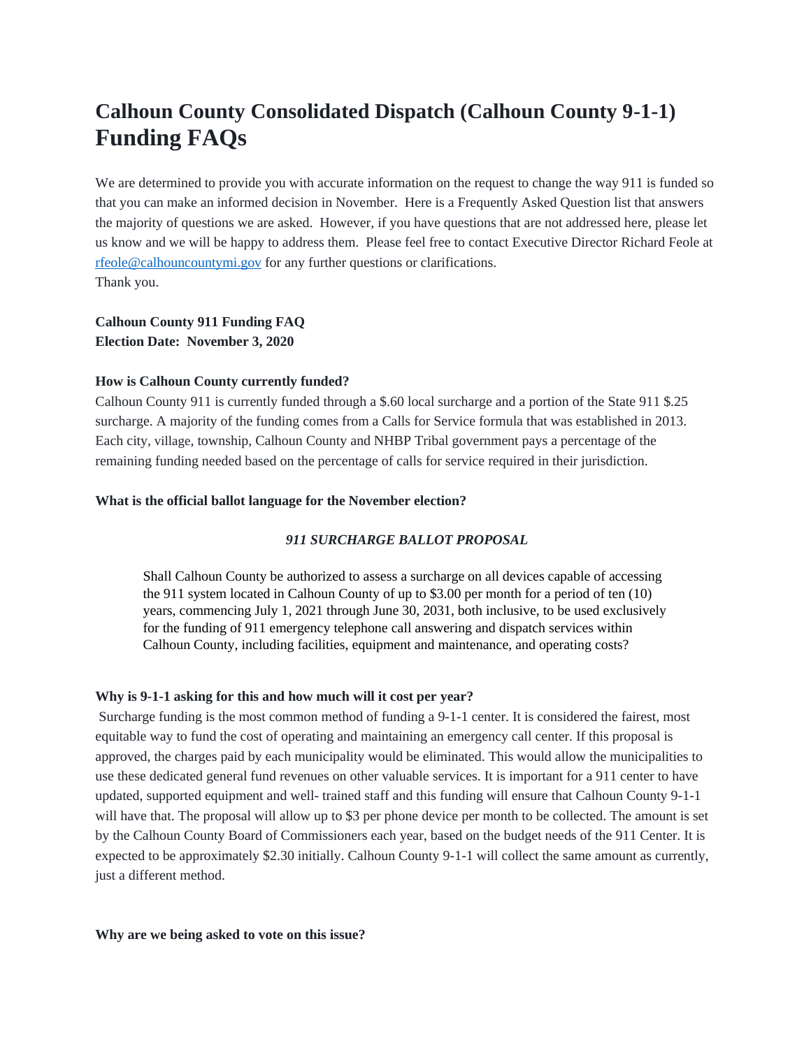# Calhoun County Consolidated Dispatch (Calhoun County 9-1-1) Funding FAQs

We are determined to provide you with accurate information on the request to change the way 911 is funded so that you can make an informed decision in November. Here is a Frequently Asked Question list that answers the majority of questions we are asked. However, if you have questions that are not addressed here, please let us know and we will be happy to address them. Please feel free to contact Executive Director Richard Feole at [rfeole@calhouncountymi.gov](mailto:rfeole@calhouncountymi.gov) for any further questions or clarifications.
Thank you.

**Calhoun County 911 Funding FAQ**
**Election Date: November 3, 2020**

**How is Calhoun County currently funded?**

Calhoun County 911 is currently funded through a $.60 local surcharge and a portion of the State 911 $.25 surcharge. A majority of the funding comes from a Calls for Service formula that was established in 2013. Each city, village, township, Calhoun County and NHBP Tribal government pays a percentage of the remaining funding needed based on the percentage of calls for service required in their jurisdiction.

**What is the official ballot language for the November election?**

***911 SURCHARGE BALLOT PROPOSAL***

> Shall Calhoun County be authorized to assess a surcharge on all devices capable of accessing the 911 system located in Calhoun County of up to $3.00 per month for a period of ten (10) years, commencing July 1, 2021 through June 30, 2031, both inclusive, to be used exclusively for the funding of 911 emergency telephone call answering and dispatch services within Calhoun County, including facilities, equipment and maintenance, and operating costs?

**Why is 9-1-1 asking for this and how much will it cost per year?**

Surcharge funding is the most common method of funding a 9-1-1 center. It is considered the fairest, most equitable way to fund the cost of operating and maintaining an emergency call center. If this proposal is approved, the charges paid by each municipality would be eliminated. This would allow the municipalities to use these dedicated general fund revenues on other valuable services. It is important for a 911 center to have updated, supported equipment and well- trained staff and this funding will ensure that Calhoun County 9-1-1 will have that. The proposal will allow up to $3 per phone device per month to be collected. The amount is set by the Calhoun County Board of Commissioners each year, based on the budget needs of the 911 Center. It is expected to be approximately $2.30 initially. Calhoun County 9-1-1 will collect the same amount as currently, just a different method.

**Why are we being asked to vote on this issue?**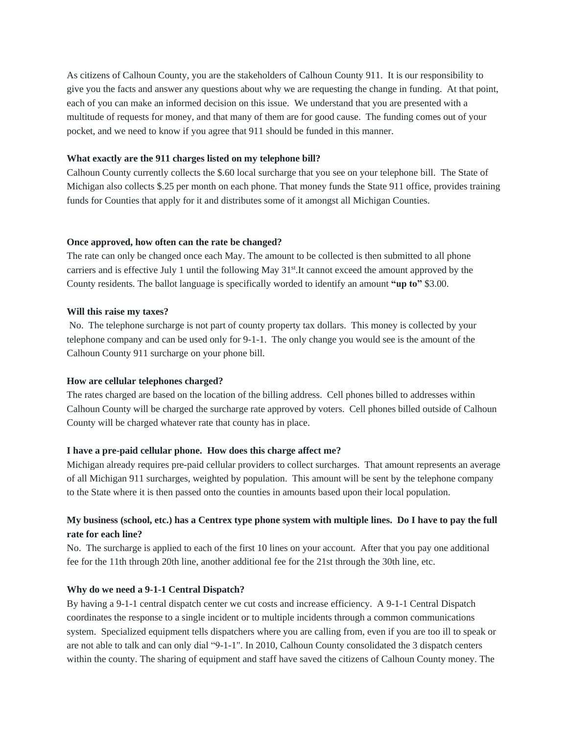As citizens of Calhoun County, you are the stakeholders of Calhoun County 911. It is our responsibility to give you the facts and answer any questions about why we are requesting the change in funding. At that point, each of you can make an informed decision on this issue. We understand that you are presented with a multitude of requests for money, and that many of them are for good cause. The funding comes out of your pocket, and we need to know if you agree that 911 should be funded in this manner.

**What exactly are the 911 charges listed on my telephone bill?**

Calhoun County currently collects the $.60 local surcharge that you see on your telephone bill. The State of Michigan also collects $.25 per month on each phone. That money funds the State 911 office, provides training funds for Counties that apply for it and distributes some of it amongst all Michigan Counties.

**Once approved, how often can the rate be changed?**

The rate can only be changed once each May. The amount to be collected is then submitted to all phone carriers and is effective July 1 until the following May 31st.It cannot exceed the amount approved by the County residents. The ballot language is specifically worded to identify an amount **"up to"** $3.00.

**Will this raise my taxes?**

No. The telephone surcharge is not part of county property tax dollars. This money is collected by your telephone company and can be used only for 9-1-1. The only change you would see is the amount of the Calhoun County 911 surcharge on your phone bill.

**How are cellular telephones charged?**

The rates charged are based on the location of the billing address. Cell phones billed to addresses within Calhoun County will be charged the surcharge rate approved by voters. Cell phones billed outside of Calhoun County will be charged whatever rate that county has in place.

**I have a pre-paid cellular phone. How does this charge affect me?**

Michigan already requires pre-paid cellular providers to collect surcharges. That amount represents an average of all Michigan 911 surcharges, weighted by population. This amount will be sent by the telephone company to the State where it is then passed onto the counties in amounts based upon their local population.

**My business (school, etc.) has a Centrex type phone system with multiple lines. Do I have to pay the full rate for each line?**

No. The surcharge is applied to each of the first 10 lines on your account. After that you pay one additional fee for the 11th through 20th line, another additional fee for the 21st through the 30th line, etc.

**Why do we need a 9-1-1 Central Dispatch?**

By having a 9-1-1 central dispatch center we cut costs and increase efficiency. A 9-1-1 Central Dispatch coordinates the response to a single incident or to multiple incidents through a common communications system. Specialized equipment tells dispatchers where you are calling from, even if you are too ill to speak or are not able to talk and can only dial "9-1-1". In 2010, Calhoun County consolidated the 3 dispatch centers within the county. The sharing of equipment and staff have saved the citizens of Calhoun County money. The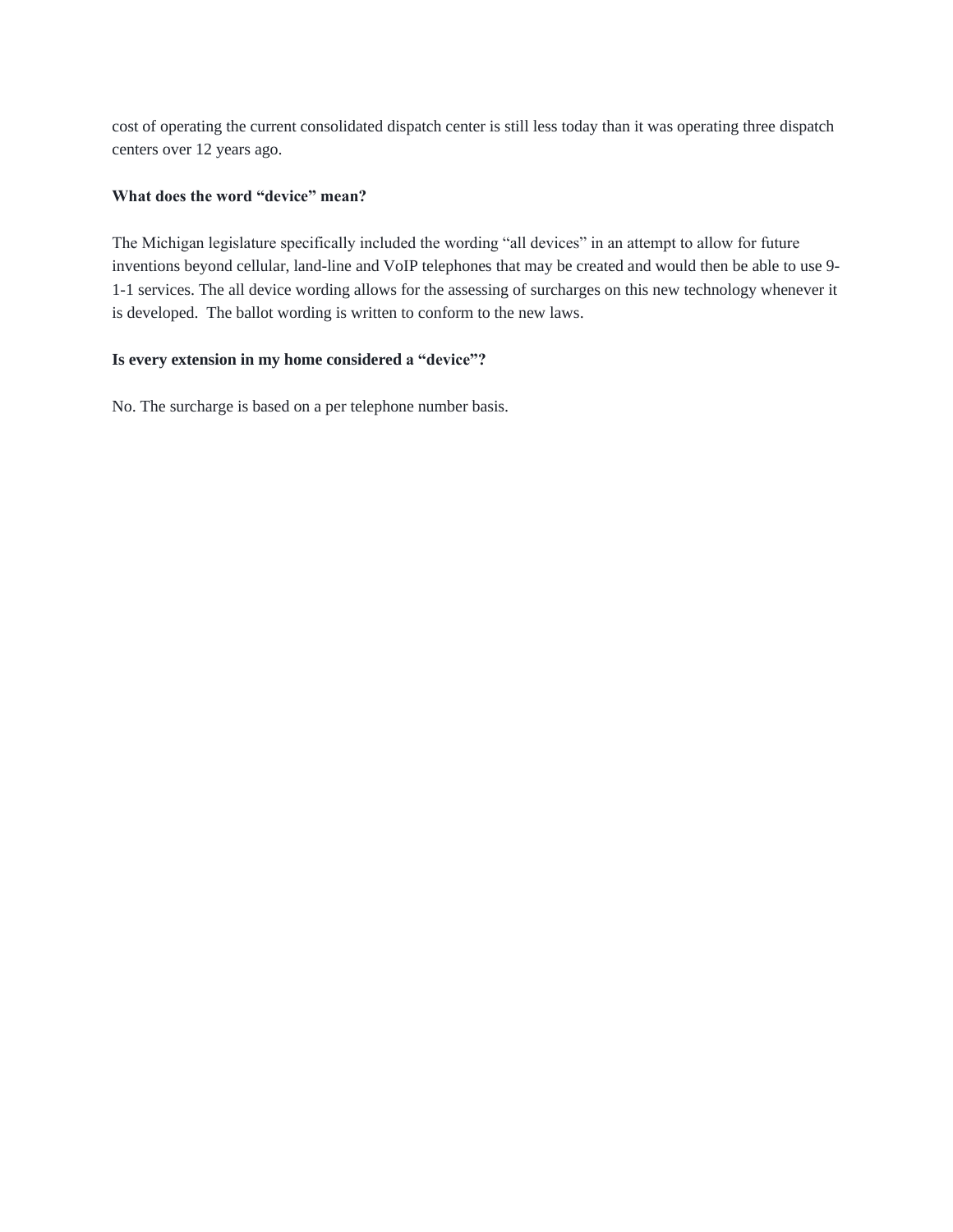cost of operating the current consolidated dispatch center is still less today than it was operating three dispatch centers over 12 years ago.

**What does the word "device" mean?**

The Michigan legislature specifically included the wording "all devices" in an attempt to allow for future inventions beyond cellular, land-line and VoIP telephones that may be created and would then be able to use 9-1-1 services. The all device wording allows for the assessing of surcharges on this new technology whenever it is developed. The ballot wording is written to conform to the new laws.

**Is every extension in my home considered a "device"?**

No. The surcharge is based on a per telephone number basis.